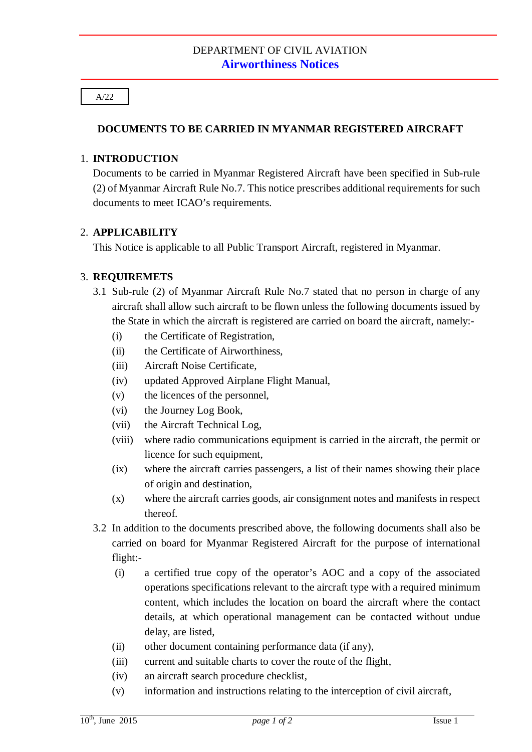DEPARTMENT OF CIVIL AVIATION

**Airworthiness Notices**

A/22

# DOCUMENTS TO BE CARRIED IN MYANMAR REGISTERED AIRCRAFT

## 1. INTRODUCTION

Documents to be carried in Myanmar Registered Aircraft have been specified in Sub-rule (2) of Myanmar Aircraft Rule No.7. This notice prescribes additional requirements for such documents to meet ICAO's requirements.

## 2. APPLICABILITY

This Notice is applicable to all Public Transport Aircraft, registered in Myanmar.

## 3. REQUIREMETS

3.1 Sub-rule (2) of Myanmar Aircraft Rule No.7 stated that no person in charge of any aircraft shall allow such aircraft to be flown unless the following documents issued by the State in which the aircraft is registered are carried on board the aircraft, namely:-

- (i) the Certificate of Registration,
- (ii) the Certificate of Airworthiness,
- (iii) Aircraft Noise Certificate,
- (iv) updated Approved Airplane Flight Manual,
- (v) the licences of the personnel,
- (vi) the Journey Log Book,
- (vii) the Aircraft Technical Log,
- (viii) where radio communications equipment is carried in the aircraft, the permit or licence for such equipment,
- (ix) where the aircraft carries passengers, a list of their names showing their place of origin and destination,
- (x) where the aircraft carries goods, air consignment notes and manifests in respect thereof.

3.2 In addition to the documents prescribed above, the following documents shall also be carried on board for Myanmar Registered Aircraft for the purpose of international flight:-

- (i) a certified true copy of the operator's AOC and a copy of the associated operations specifications relevant to the aircraft type with a required minimum content, which includes the location on board the aircraft where the contact details, at which operational management can be contacted without undue delay, are listed,
- (ii) other document containing performance data (if any),
- (iii) current and suitable charts to cover the route of the flight,
- (iv) an aircraft search procedure checklist,
- (v) information and instructions relating to the interception of civil aircraft,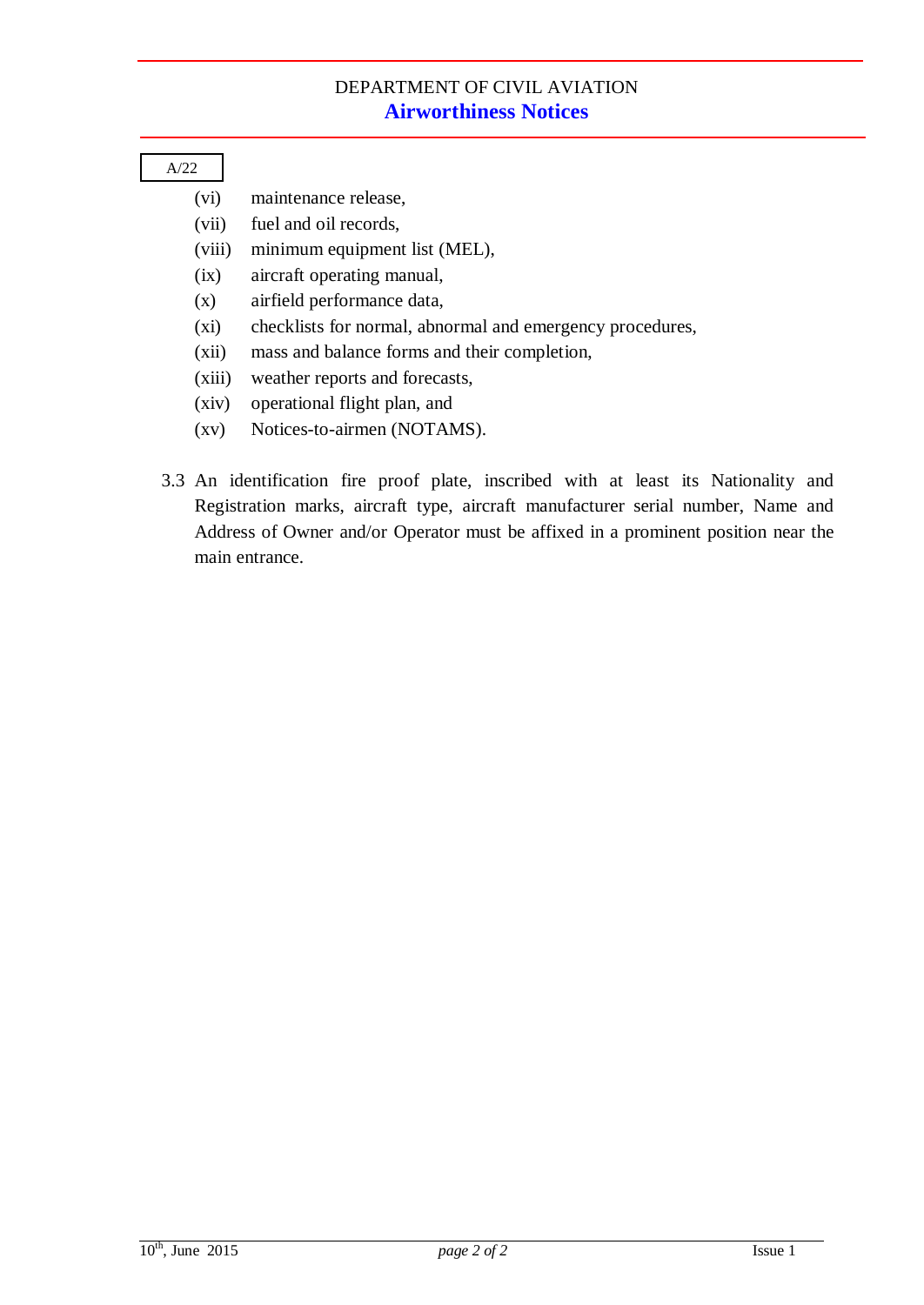A/22

- (vi) maintenance release,
- (vii) fuel and oil records,
- (viii) minimum equipment list (MEL),
- (ix) aircraft operating manual,
- (x) airfield performance data,
- (xi) checklists for normal, abnormal and emergency procedures,
- (xii) mass and balance forms and their completion,
- (xiii) weather reports and forecasts,
- (xiv) operational flight plan, and
- (xv) Notices-to-airmen (NOTAMS).

3.3 An identification fire proof plate, inscribed with at least its Nationality and Registration marks, aircraft type, aircraft manufacturer serial number, Name and Address of Owner and/or Operator must be affixed in a prominent position near the main entrance.